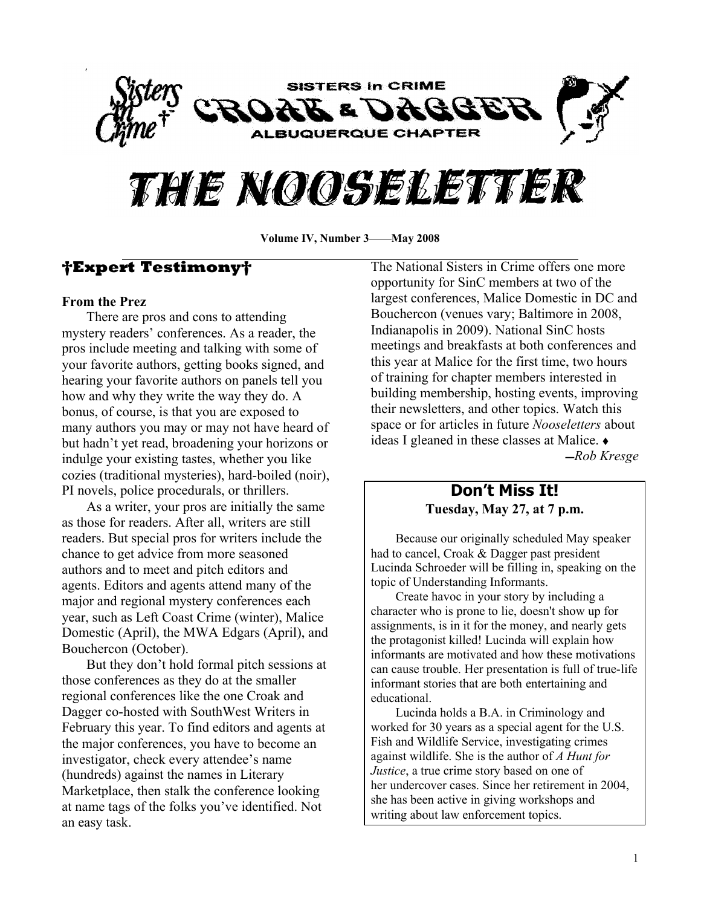# SISTERS in CRIME CROAK & DAGGER ALBUQUERQUE CHAPTER

# THE NOOSELETTER

**Volume IV, Number 3——May 2008**

## †Expert Testimony†

**From the Prez**

There are pros and cons to attending mystery readers' conferences. As a reader, the pros include meeting and talking with some of your favorite authors, getting books signed, and hearing your favorite authors on panels tell you how and why they write the way they do. A bonus, of course, is that you are exposed to many authors you may or may not have heard of but hadn't yet read, broadening your horizons or indulge your existing tastes, whether you like cozies (traditional mysteries), hard-boiled (noir), PI novels, police procedurals, or thrillers.

As a writer, your pros are initially the same as those for readers. After all, writers are still readers. But special pros for writers include the chance to get advice from more seasoned authors and to meet and pitch editors and agents. Editors and agents attend many of the major and regional mystery conferences each year, such as Left Coast Crime (winter), Malice Domestic (April), the MWA Edgars (April), and Bouchercon (October).

But they don't hold formal pitch sessions at those conferences as they do at the smaller regional conferences like the one Croak and Dagger co-hosted with SouthWest Writers in February this year. To find editors and agents at the major conferences, you have to become an investigator, check every attendee's name (hundreds) against the names in Literary Marketplace, then stalk the conference looking at name tags of the folks you've identified. Not an easy task.

The National Sisters in Crime offers one more opportunity for SinC members at two of the largest conferences, Malice Domestic in DC and Bouchercon (venues vary; Baltimore in 2008, Indianapolis in 2009). National SinC hosts meetings and breakfasts at both conferences and this year at Malice for the first time, two hours of training for chapter members interested in building membership, hosting events, improving their newsletters, and other topics. Watch this space or for articles in future *Nooseletters* about ideas I gleaned in these classes at Malice. ♦

*—Rob Kresge*

## Don't Miss It!

**Tuesday, May 27, at 7 p.m.**

Because our originally scheduled May speaker had to cancel, Croak & Dagger past president Lucinda Schroeder will be filling in, speaking on the topic of Understanding Informants.

Create havoc in your story by including a character who is prone to lie, doesn't show up for assignments, is in it for the money, and nearly gets the protagonist killed! Lucinda will explain how informants are motivated and how these motivations can cause trouble. Her presentation is full of true-life informant stories that are both entertaining and educational.

Lucinda holds a B.A. in Criminology and worked for 30 years as a special agent for the U.S. Fish and Wildlife Service, investigating crimes against wildlife. She is the author of *A Hunt for Justice*, a true crime story based on one of her undercover cases. Since her retirement in 2004, she has been active in giving workshops and writing about law enforcement topics.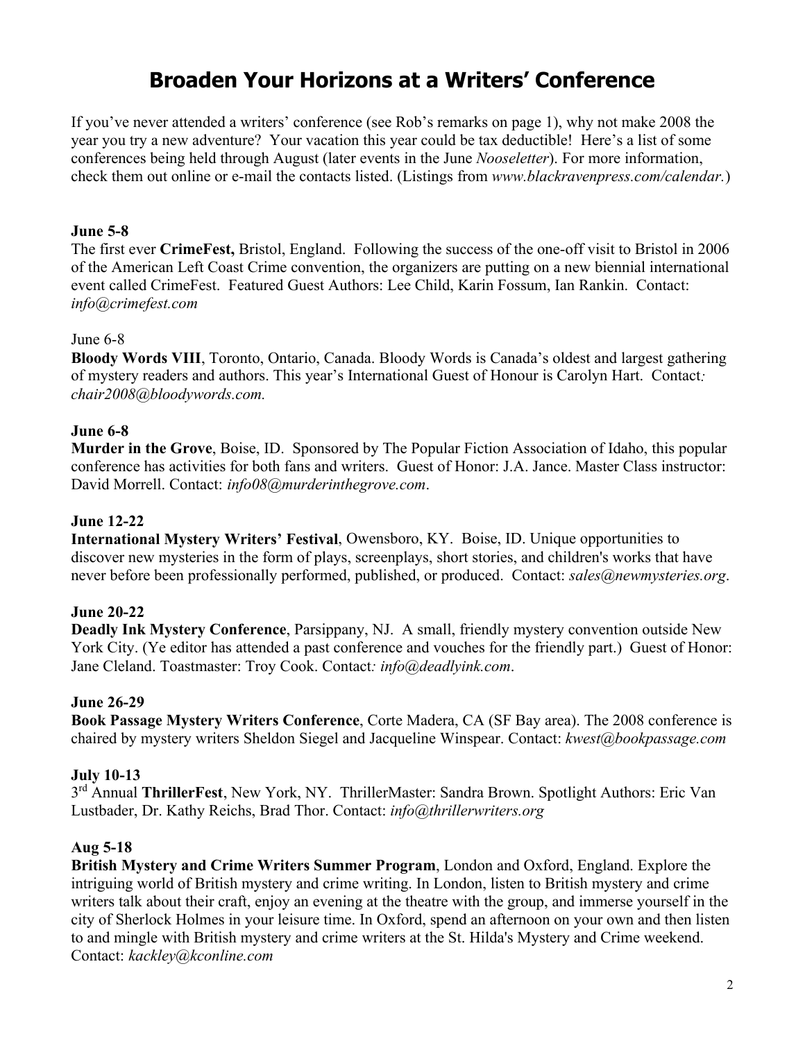# Broaden Your Horizons at a Writers' Conference

If you've never attended a writers' conference (see Rob's remarks on page 1), why not make 2008 the year you try a new adventure? Your vacation this year could be tax deductible! Here's a list of some conferences being held through August (later events in the June *Nooseletter*). For more information, check them out online or e-mail the contacts listed. (Listings from *www.blackravenpress.com/calendar.*)

**June 5-8**
The first ever **CrimeFest,** Bristol, England. Following the success of the one-off visit to Bristol in 2006 of the American Left Coast Crime convention, the organizers are putting on a new biennial international event called CrimeFest. Featured Guest Authors: Lee Child, Karin Fossum, Ian Rankin. Contact: *info@crimefest.com*

June 6-8
**Bloody Words VIII**, Toronto, Ontario, Canada. Bloody Words is Canada's oldest and largest gathering of mystery readers and authors. This year's International Guest of Honour is Carolyn Hart. Contact: *chair2008@bloodywords.com.*

**June 6-8**
**Murder in the Grove**, Boise, ID. Sponsored by The Popular Fiction Association of Idaho, this popular conference has activities for both fans and writers. Guest of Honor: J.A. Jance. Master Class instructor: David Morrell. Contact: *info08@murderinthegrove.com*.

**June 12-22**
**International Mystery Writers' Festival**, Owensboro, KY. Boise, ID. Unique opportunities to discover new mysteries in the form of plays, screenplays, short stories, and children's works that have never before been professionally performed, published, or produced. Contact: *sales@newmysteries.org*.

**June 20-22**
**Deadly Ink Mystery Conference**, Parsippany, NJ. A small, friendly mystery convention outside New York City. (Ye editor has attended a past conference and vouches for the friendly part.) Guest of Honor: Jane Cleland. Toastmaster: Troy Cook. Contact: *info@deadlyink.com*.

**June 26-29**
**Book Passage Mystery Writers Conference**, Corte Madera, CA (SF Bay area). The 2008 conference is chaired by mystery writers Sheldon Siegel and Jacqueline Winspear. Contact: *kwest@bookpassage.com*

**July 10-13**
3rd Annual **ThrillerFest**, New York, NY. ThrillerMaster: Sandra Brown. Spotlight Authors: Eric Van Lustbader, Dr. Kathy Reichs, Brad Thor. Contact: *info@thrillerwriters.org*

**Aug 5-18**
**British Mystery and Crime Writers Summer Program**, London and Oxford, England. Explore the intriguing world of British mystery and crime writing. In London, listen to British mystery and crime writers talk about their craft, enjoy an evening at the theatre with the group, and immerse yourself in the city of Sherlock Holmes in your leisure time. In Oxford, spend an afternoon on your own and then listen to and mingle with British mystery and crime writers at the St. Hilda's Mystery and Crime weekend. Contact: *kackley@kconline.com*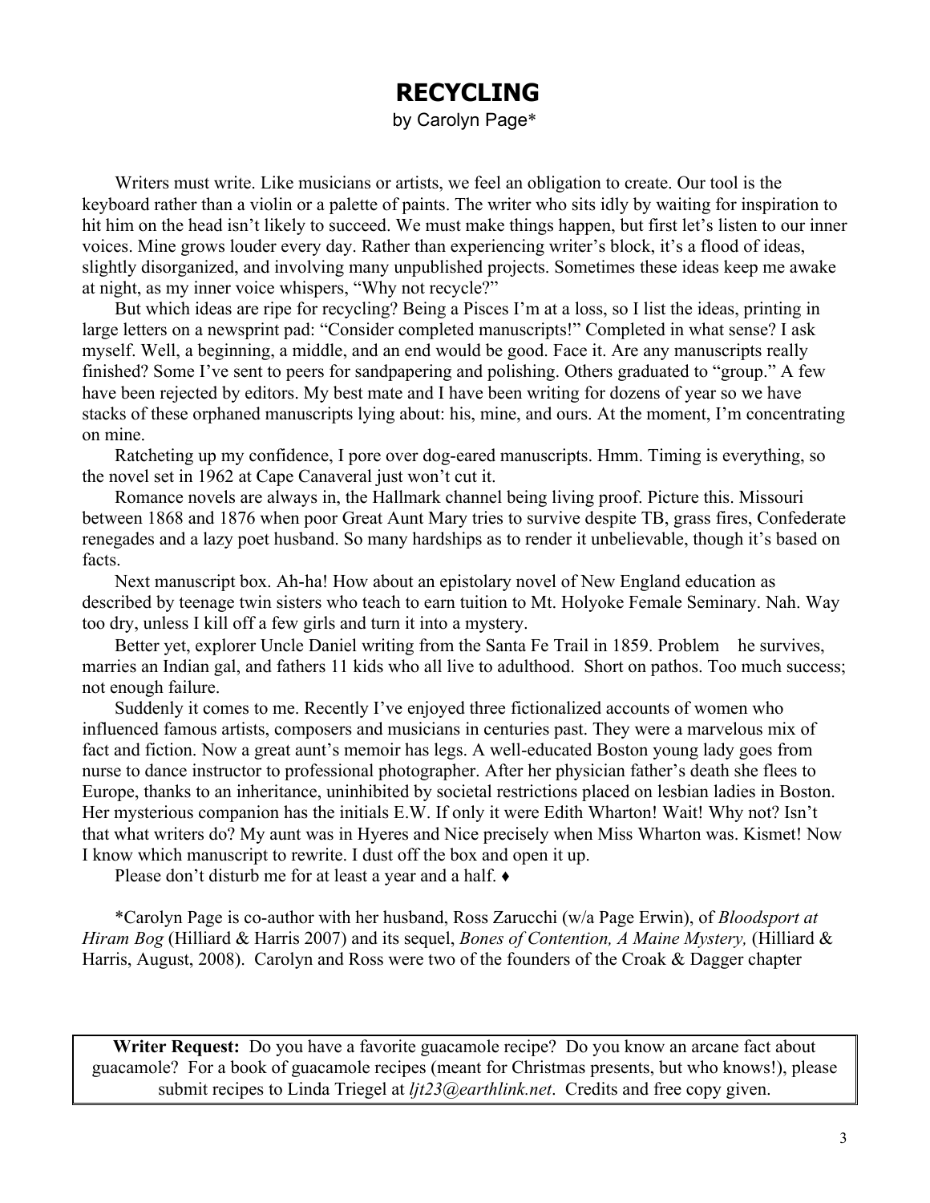# RECYCLING

by Carolyn Page*

Writers must write. Like musicians or artists, we feel an obligation to create. Our tool is the keyboard rather than a violin or a palette of paints. The writer who sits idly by waiting for inspiration to hit him on the head isn't likely to succeed. We must make things happen, but first let's listen to our inner voices. Mine grows louder every day. Rather than experiencing writer's block, it's a flood of ideas, slightly disorganized, and involving many unpublished projects. Sometimes these ideas keep me awake at night, as my inner voice whispers, "Why not recycle?"

But which ideas are ripe for recycling? Being a Pisces I'm at a loss, so I list the ideas, printing in large letters on a newsprint pad: "Consider completed manuscripts!" Completed in what sense? I ask myself. Well, a beginning, a middle, and an end would be good. Face it. Are any manuscripts really finished? Some I've sent to peers for sandpapering and polishing. Others graduated to "group." A few have been rejected by editors. My best mate and I have been writing for dozens of year so we have stacks of these orphaned manuscripts lying about: his, mine, and ours. At the moment, I'm concentrating on mine.

Ratcheting up my confidence, I pore over dog-eared manuscripts. Hmm. Timing is everything, so the novel set in 1962 at Cape Canaveral just won't cut it.

Romance novels are always in, the Hallmark channel being living proof. Picture this. Missouri between 1868 and 1876 when poor Great Aunt Mary tries to survive despite TB, grass fires, Confederate renegades and a lazy poet husband. So many hardships as to render it unbelievable, though it's based on facts.

Next manuscript box. Ah-ha! How about an epistolary novel of New England education as described by teenage twin sisters who teach to earn tuition to Mt. Holyoke Female Seminary. Nah. Way too dry, unless I kill off a few girls and turn it into a mystery.

Better yet, explorer Uncle Daniel writing from the Santa Fe Trail in 1859. Problem he survives, marries an Indian gal, and fathers 11 kids who all live to adulthood. Short on pathos. Too much success; not enough failure.

Suddenly it comes to me. Recently I've enjoyed three fictionalized accounts of women who influenced famous artists, composers and musicians in centuries past. They were a marvelous mix of fact and fiction. Now a great aunt's memoir has legs. A well-educated Boston young lady goes from nurse to dance instructor to professional photographer. After her physician father's death she flees to Europe, thanks to an inheritance, uninhibited by societal restrictions placed on lesbian ladies in Boston. Her mysterious companion has the initials E.W. If only it were Edith Wharton! Wait! Why not? Isn't that what writers do? My aunt was in Hyeres and Nice precisely when Miss Wharton was. Kismet! Now I know which manuscript to rewrite. I dust off the box and open it up.

Please don't disturb me for at least a year and a half. ♦

*Carolyn Page is co-author with her husband, Ross Zarucchi (w/a Page Erwin), of *Bloodsport at Hiram Bog* (Hilliard & Harris 2007) and its sequel, *Bones of Contention, A Maine Mystery,* (Hilliard & Harris, August, 2008). Carolyn and Ross were two of the founders of the Croak & Dagger chapter

---

**Writer Request:** Do you have a favorite guacamole recipe? Do you know an arcane fact about guacamole? For a book of guacamole recipes (meant for Christmas presents, but who knows!), please submit recipes to Linda Triegel at *ljt23@earthlink.net*. Credits and free copy given.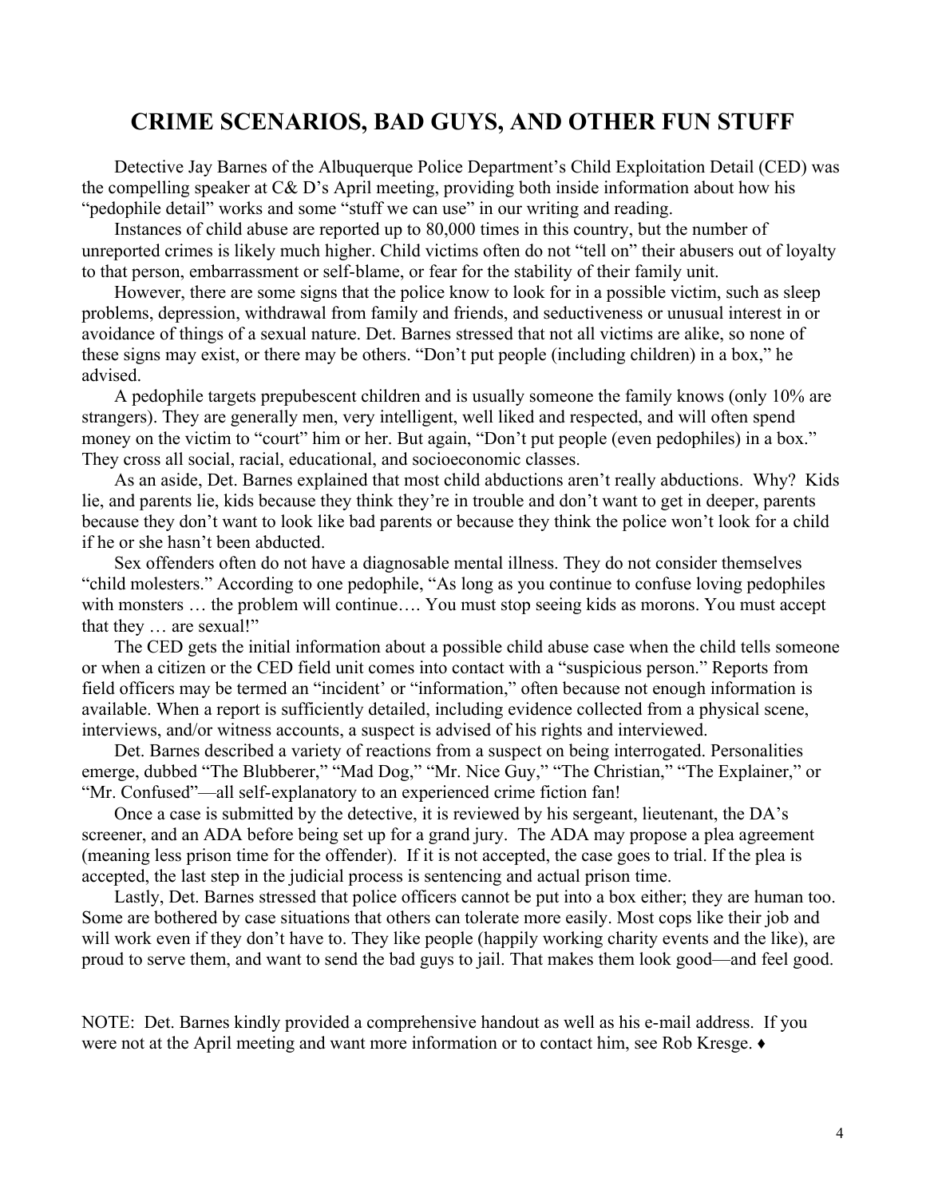# CRIME SCENARIOS, BAD GUYS, AND OTHER FUN STUFF

Detective Jay Barnes of the Albuquerque Police Department's Child Exploitation Detail (CED) was the compelling speaker at C& D's April meeting, providing both inside information about how his "pedophile detail" works and some "stuff we can use" in our writing and reading.

Instances of child abuse are reported up to 80,000 times in this country, but the number of unreported crimes is likely much higher. Child victims often do not "tell on" their abusers out of loyalty to that person, embarrassment or self-blame, or fear for the stability of their family unit.

However, there are some signs that the police know to look for in a possible victim, such as sleep problems, depression, withdrawal from family and friends, and seductiveness or unusual interest in or avoidance of things of a sexual nature. Det. Barnes stressed that not all victims are alike, so none of these signs may exist, or there may be others. "Don't put people (including children) in a box," he advised.

A pedophile targets prepubescent children and is usually someone the family knows (only 10% are strangers). They are generally men, very intelligent, well liked and respected, and will often spend money on the victim to "court" him or her. But again, "Don't put people (even pedophiles) in a box." They cross all social, racial, educational, and socioeconomic classes.

As an aside, Det. Barnes explained that most child abductions aren't really abductions. Why? Kids lie, and parents lie, kids because they think they're in trouble and don't want to get in deeper, parents because they don't want to look like bad parents or because they think the police won't look for a child if he or she hasn't been abducted.

Sex offenders often do not have a diagnosable mental illness. They do not consider themselves "child molesters." According to one pedophile, "As long as you continue to confuse loving pedophiles with monsters … the problem will continue…. You must stop seeing kids as morons. You must accept that they … are sexual!"

The CED gets the initial information about a possible child abuse case when the child tells someone or when a citizen or the CED field unit comes into contact with a "suspicious person." Reports from field officers may be termed an "incident' or "information," often because not enough information is available. When a report is sufficiently detailed, including evidence collected from a physical scene, interviews, and/or witness accounts, a suspect is advised of his rights and interviewed.

Det. Barnes described a variety of reactions from a suspect on being interrogated. Personalities emerge, dubbed "The Blubberer," "Mad Dog," "Mr. Nice Guy," "The Christian," "The Explainer," or "Mr. Confused"—all self-explanatory to an experienced crime fiction fan!

Once a case is submitted by the detective, it is reviewed by his sergeant, lieutenant, the DA's screener, and an ADA before being set up for a grand jury. The ADA may propose a plea agreement (meaning less prison time for the offender). If it is not accepted, the case goes to trial. If the plea is accepted, the last step in the judicial process is sentencing and actual prison time.

Lastly, Det. Barnes stressed that police officers cannot be put into a box either; they are human too. Some are bothered by case situations that others can tolerate more easily. Most cops like their job and will work even if they don't have to. They like people (happily working charity events and the like), are proud to serve them, and want to send the bad guys to jail. That makes them look good—and feel good.

NOTE: Det. Barnes kindly provided a comprehensive handout as well as his e-mail address. If you were not at the April meeting and want more information or to contact him, see Rob Kresge. ♦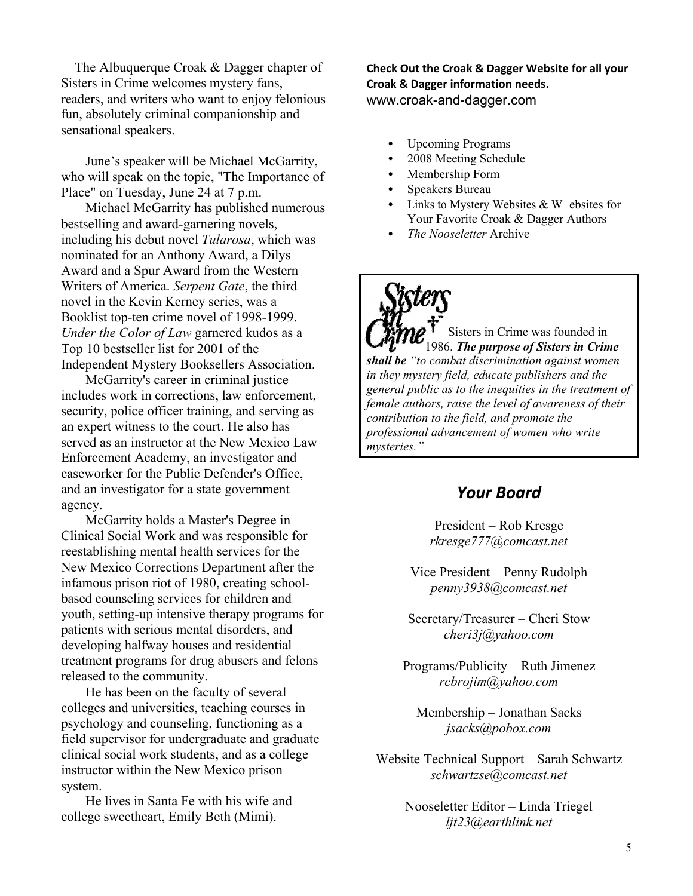The Albuquerque Croak & Dagger chapter of Sisters in Crime welcomes mystery fans, readers, and writers who want to enjoy felonious fun, absolutely criminal companionship and sensational speakers.

June's speaker will be Michael McGarrity, who will speak on the topic, "The Importance of Place" on Tuesday, June 24 at 7 p.m.

Michael McGarrity has published numerous bestselling and award-garnering novels, including his debut novel *Tularosa*, which was nominated for an Anthony Award, a Dilys Award and a Spur Award from the Western Writers of America. *Serpent Gate*, the third novel in the Kevin Kerney series, was a Booklist top-ten crime novel of 1998-1999. *Under the Color of Law* garnered kudos as a Top 10 bestseller list for 2001 of the Independent Mystery Booksellers Association.

McGarrity's career in criminal justice includes work in corrections, law enforcement, security, police officer training, and serving as an expert witness to the court. He also has served as an instructor at the New Mexico Law Enforcement Academy, an investigator and caseworker for the Public Defender's Office, and an investigator for a state government agency.

McGarrity holds a Master's Degree in Clinical Social Work and was responsible for reestablishing mental health services for the New Mexico Corrections Department after the infamous prison riot of 1980, creating school-based counseling services for children and youth, setting-up intensive therapy programs for patients with serious mental disorders, and developing halfway houses and residential treatment programs for drug abusers and felons released to the community.

He has been on the faculty of several colleges and universities, teaching courses in psychology and counseling, functioning as a field supervisor for undergraduate and graduate clinical social work students, and as a college instructor within the New Mexico prison system.

He lives in Santa Fe with his wife and college sweetheart, Emily Beth (Mimi).

**Check Out the Croak & Dagger Website for all your Croak & Dagger information needs.**
www.croak-and-dagger.com

- Upcoming Programs
- 2008 Meeting Schedule
- Membership Form
- Speakers Bureau
- Links to Mystery Websites & W ebsites for Your Favorite Croak & Dagger Authors
- *The Nooseletter* Archive

Sisters in Crime

Sisters in Crime was founded in 1986. ***The purpose of Sisters in Crime shall be*** *"to combat discrimination against women in they mystery field, educate publishers and the general public as to the inequities in the treatment of female authors, raise the level of awareness of their contribution to the field, and promote the professional advancement of women who write mysteries."*

## *Your Board*

President – Rob Kresge
*rkresge777@comcast.net*

Vice President – Penny Rudolph
*penny3938@comcast.net*

Secretary/Treasurer – Cheri Stow
*cheri3j@yahoo.com*

Programs/Publicity – Ruth Jimenez
*rcbrojim@yahoo.com*

Membership – Jonathan Sacks
*jsacks@pobox.com*

Website Technical Support – Sarah Schwartz
*schwartzse@comcast.net*

Nooseletter Editor – Linda Triegel
*ljt23@earthlink.net*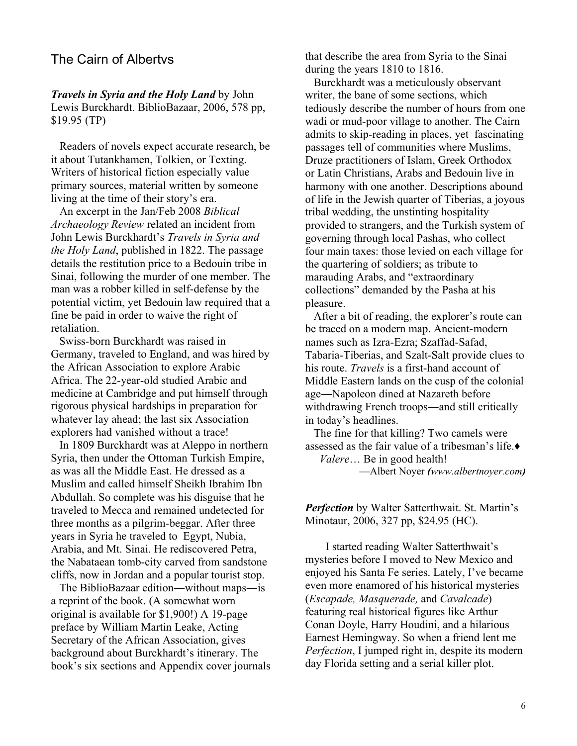## The Cairn of Albertvs

***Travels in Syria and the Holy Land*** by John Lewis Burckhardt. BiblioBazaar, 2006, 578 pp, $19.95 (TP)

Readers of novels expect accurate research, be it about Tutankhamen, Tolkien, or Texting. Writers of historical fiction especially value primary sources, material written by someone living at the time of their story's era.

An excerpt in the Jan/Feb 2008 *Biblical Archaeology Review* related an incident from John Lewis Burckhardt's *Travels in Syria and the Holy Land*, published in 1822. The passage details the restitution price to a Bedouin tribe in Sinai, following the murder of one member. The man was a robber killed in self-defense by the potential victim, yet Bedouin law required that a fine be paid in order to waive the right of retaliation.

Swiss-born Burckhardt was raised in Germany, traveled to England, and was hired by the African Association to explore Arabic Africa. The 22-year-old studied Arabic and medicine at Cambridge and put himself through rigorous physical hardships in preparation for whatever lay ahead; the last six Association explorers had vanished without a trace!

In 1809 Burckhardt was at Aleppo in northern Syria, then under the Ottoman Turkish Empire, as was all the Middle East. He dressed as a Muslim and called himself Sheikh Ibrahim Ibn Abdullah. So complete was his disguise that he traveled to Mecca and remained undetected for three months as a pilgrim-beggar. After three years in Syria he traveled to Egypt, Nubia, Arabia, and Mt. Sinai. He rediscovered Petra, the Nabataean tomb-city carved from sandstone cliffs, now in Jordan and a popular tourist stop.

The BiblioBazaar edition—without maps—is a reprint of the book. (A somewhat worn original is available for $1,900!) A 19-page preface by William Martin Leake, Acting Secretary of the African Association, gives background about Burckhardt's itinerary. The book's six sections and Appendix cover journals that describe the area from Syria to the Sinai during the years 1810 to 1816.

Burckhardt was a meticulously observant writer, the bane of some sections, which tediously describe the number of hours from one wadi or mud-poor village to another. The Cairn admits to skip-reading in places, yet fascinating passages tell of communities where Muslims, Druze practitioners of Islam, Greek Orthodox or Latin Christians, Arabs and Bedouin live in harmony with one another. Descriptions abound of life in the Jewish quarter of Tiberias, a joyous tribal wedding, the unstinting hospitality provided to strangers, and the Turkish system of governing through local Pashas, who collect four main taxes: those levied on each village for the quartering of soldiers; as tribute to marauding Arabs, and "extraordinary collections" demanded by the Pasha at his pleasure.

After a bit of reading, the explorer's route can be traced on a modern map. Ancient-modern names such as Izra-Ezra; Szaffad-Safad, Tabaria-Tiberias, and Szalt-Salt provide clues to his route. *Travels* is a first-hand account of Middle Eastern lands on the cusp of the colonial age—Napoleon dined at Nazareth before withdrawing French troops—and still critically in today's headlines.

The fine for that killing? Two camels were assessed as the fair value of a tribesman's life.♦

*Valere*… Be in good health!

—Albert Noyer *(www.albertnoyer.com)*

***Perfection*** by Walter Satterthwait. St. Martin's Minotaur, 2006, 327 pp, $24.95 (HC).

I started reading Walter Satterthwait's mysteries before I moved to New Mexico and enjoyed his Santa Fe series. Lately, I've became even more enamored of his historical mysteries (*Escapade, Masquerade,* and *Cavalcade*) featuring real historical figures like Arthur Conan Doyle, Harry Houdini, and a hilarious Earnest Hemingway. So when a friend lent me *Perfection*, I jumped right in, despite its modern day Florida setting and a serial killer plot.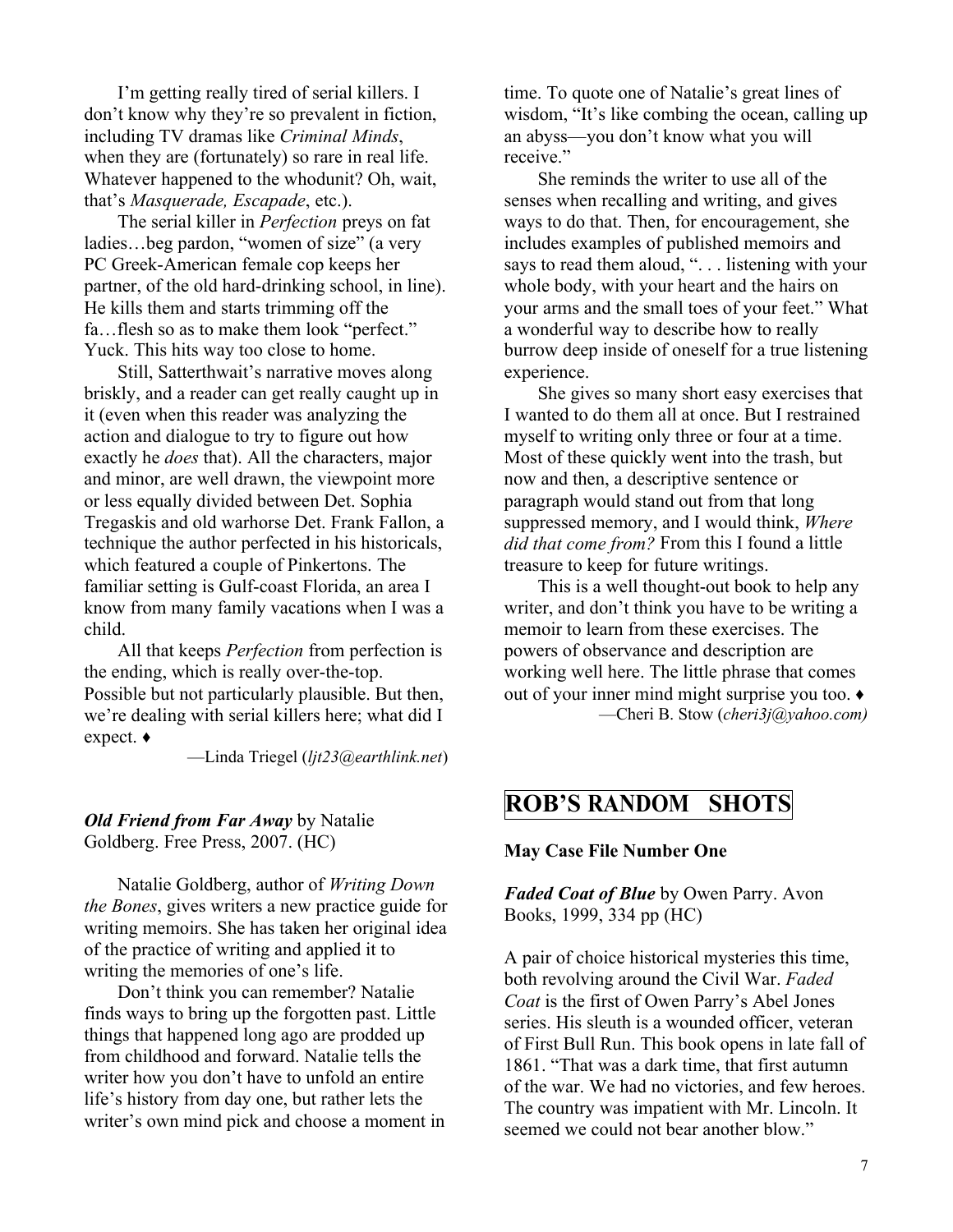I'm getting really tired of serial killers. I don't know why they're so prevalent in fiction, including TV dramas like *Criminal Minds*, when they are (fortunately) so rare in real life. Whatever happened to the whodunit? Oh, wait, that's *Masquerade, Escapade*, etc.).

The serial killer in *Perfection* preys on fat ladies…beg pardon, "women of size" (a very PC Greek-American female cop keeps her partner, of the old hard-drinking school, in line). He kills them and starts trimming off the fa…flesh so as to make them look "perfect." Yuck. This hits way too close to home.

Still, Satterthwait's narrative moves along briskly, and a reader can get really caught up in it (even when this reader was analyzing the action and dialogue to try to figure out how exactly he *does* that). All the characters, major and minor, are well drawn, the viewpoint more or less equally divided between Det. Sophia Tregaskis and old warhorse Det. Frank Fallon, a technique the author perfected in his historicals, which featured a couple of Pinkertons. The familiar setting is Gulf-coast Florida, an area I know from many family vacations when I was a child.

All that keeps *Perfection* from perfection is the ending, which is really over-the-top. Possible but not particularly plausible. But then, we're dealing with serial killers here; what did I expect. ♦

—Linda Triegel (*ljt23@earthlink.net*)

***Old Friend from Far Away*** by Natalie Goldberg. Free Press, 2007. (HC)

Natalie Goldberg, author of *Writing Down the Bones*, gives writers a new practice guide for writing memoirs. She has taken her original idea of the practice of writing and applied it to writing the memories of one's life.

Don't think you can remember? Natalie finds ways to bring up the forgotten past. Little things that happened long ago are prodded up from childhood and forward. Natalie tells the writer how you don't have to unfold an entire life's history from day one, but rather lets the writer's own mind pick and choose a moment in time. To quote one of Natalie's great lines of wisdom, "It's like combing the ocean, calling up an abyss—you don't know what you will receive."

She reminds the writer to use all of the senses when recalling and writing, and gives ways to do that. Then, for encouragement, she includes examples of published memoirs and says to read them aloud, ". . . listening with your whole body, with your heart and the hairs on your arms and the small toes of your feet." What a wonderful way to describe how to really burrow deep inside of oneself for a true listening experience.

She gives so many short easy exercises that I wanted to do them all at once. But I restrained myself to writing only three or four at a time. Most of these quickly went into the trash, but now and then, a descriptive sentence or paragraph would stand out from that long suppressed memory, and I would think, *Where did that come from?* From this I found a little treasure to keep for future writings.

This is a well thought-out book to help any writer, and don't think you have to be writing a memoir to learn from these exercises. The powers of observance and description are working well here. The little phrase that comes out of your inner mind might surprise you too. ♦

—Cheri B. Stow (*cheri3j@yahoo.com)*

## ROB'S RANDOM SHOTS

**May Case File Number One**

***Faded Coat of Blue*** by Owen Parry. Avon Books, 1999, 334 pp (HC)

A pair of choice historical mysteries this time, both revolving around the Civil War. *Faded Coat* is the first of Owen Parry's Abel Jones series. His sleuth is a wounded officer, veteran of First Bull Run. This book opens in late fall of 1861. "That was a dark time, that first autumn of the war. We had no victories, and few heroes. The country was impatient with Mr. Lincoln. It seemed we could not bear another blow."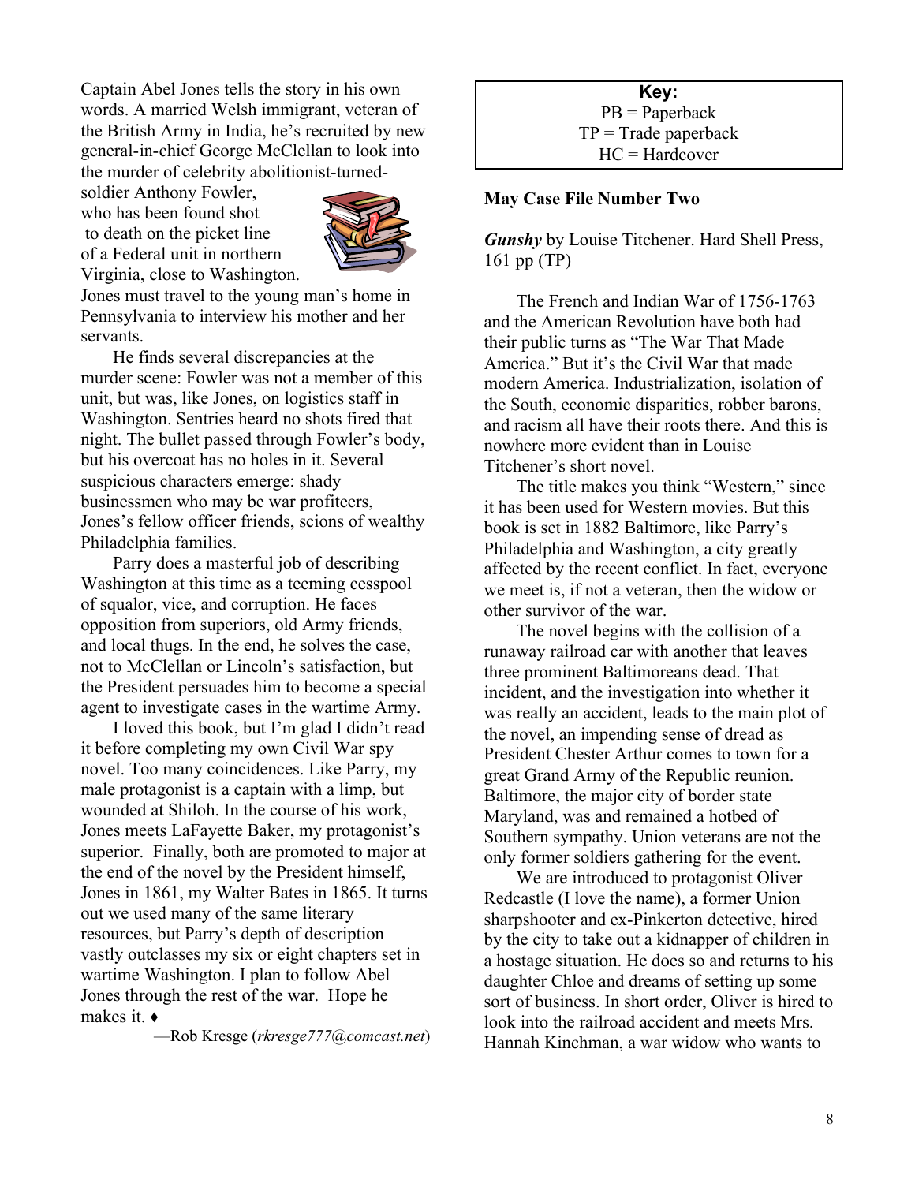Captain Abel Jones tells the story in his own words. A married Welsh immigrant, veteran of the British Army in India, he's recruited by new general-in-chief George McClellan to look into the murder of celebrity abolitionist-turned-soldier Anthony Fowler, who has been found shot to death on the picket line of a Federal unit in northern Virginia, close to Washington. Jones must travel to the young man's home in Pennsylvania to interview his mother and her servants.

He finds several discrepancies at the murder scene: Fowler was not a member of this unit, but was, like Jones, on logistics staff in Washington. Sentries heard no shots fired that night. The bullet passed through Fowler's body, but his overcoat has no holes in it. Several suspicious characters emerge: shady businessmen who may be war profiteers, Jones's fellow officer friends, scions of wealthy Philadelphia families.

Parry does a masterful job of describing Washington at this time as a teeming cesspool of squalor, vice, and corruption. He faces opposition from superiors, old Army friends, and local thugs. In the end, he solves the case, not to McClellan or Lincoln's satisfaction, but the President persuades him to become a special agent to investigate cases in the wartime Army.

I loved this book, but I'm glad I didn't read it before completing my own Civil War spy novel. Too many coincidences. Like Parry, my male protagonist is a captain with a limp, but wounded at Shiloh. In the course of his work, Jones meets LaFayette Baker, my protagonist's superior. Finally, both are promoted to major at the end of the novel by the President himself, Jones in 1861, my Walter Bates in 1865. It turns out we used many of the same literary resources, but Parry's depth of description vastly outclasses my six or eight chapters set in wartime Washington. I plan to follow Abel Jones through the rest of the war. Hope he makes it. ♦

—Rob Kresge (*rkresge777@comcast.net*)

**Key:**
PB = Paperback
TP = Trade paperback
HC = Hardcover

**May Case File Number Two**

***Gunshy*** by Louise Titchener. Hard Shell Press, 161 pp (TP)

The French and Indian War of 1756-1763 and the American Revolution have both had their public turns as "The War That Made America." But it's the Civil War that made modern America. Industrialization, isolation of the South, economic disparities, robber barons, and racism all have their roots there. And this is nowhere more evident than in Louise Titchener's short novel.

The title makes you think "Western," since it has been used for Western movies. But this book is set in 1882 Baltimore, like Parry's Philadelphia and Washington, a city greatly affected by the recent conflict. In fact, everyone we meet is, if not a veteran, then the widow or other survivor of the war.

The novel begins with the collision of a runaway railroad car with another that leaves three prominent Baltimoreans dead. That incident, and the investigation into whether it was really an accident, leads to the main plot of the novel, an impending sense of dread as President Chester Arthur comes to town for a great Grand Army of the Republic reunion. Baltimore, the major city of border state Maryland, was and remained a hotbed of Southern sympathy. Union veterans are not the only former soldiers gathering for the event.

We are introduced to protagonist Oliver Redcastle (I love the name), a former Union sharpshooter and ex-Pinkerton detective, hired by the city to take out a kidnapper of children in a hostage situation. He does so and returns to his daughter Chloe and dreams of setting up some sort of business. In short order, Oliver is hired to look into the railroad accident and meets Mrs. Hannah Kinchman, a war widow who wants to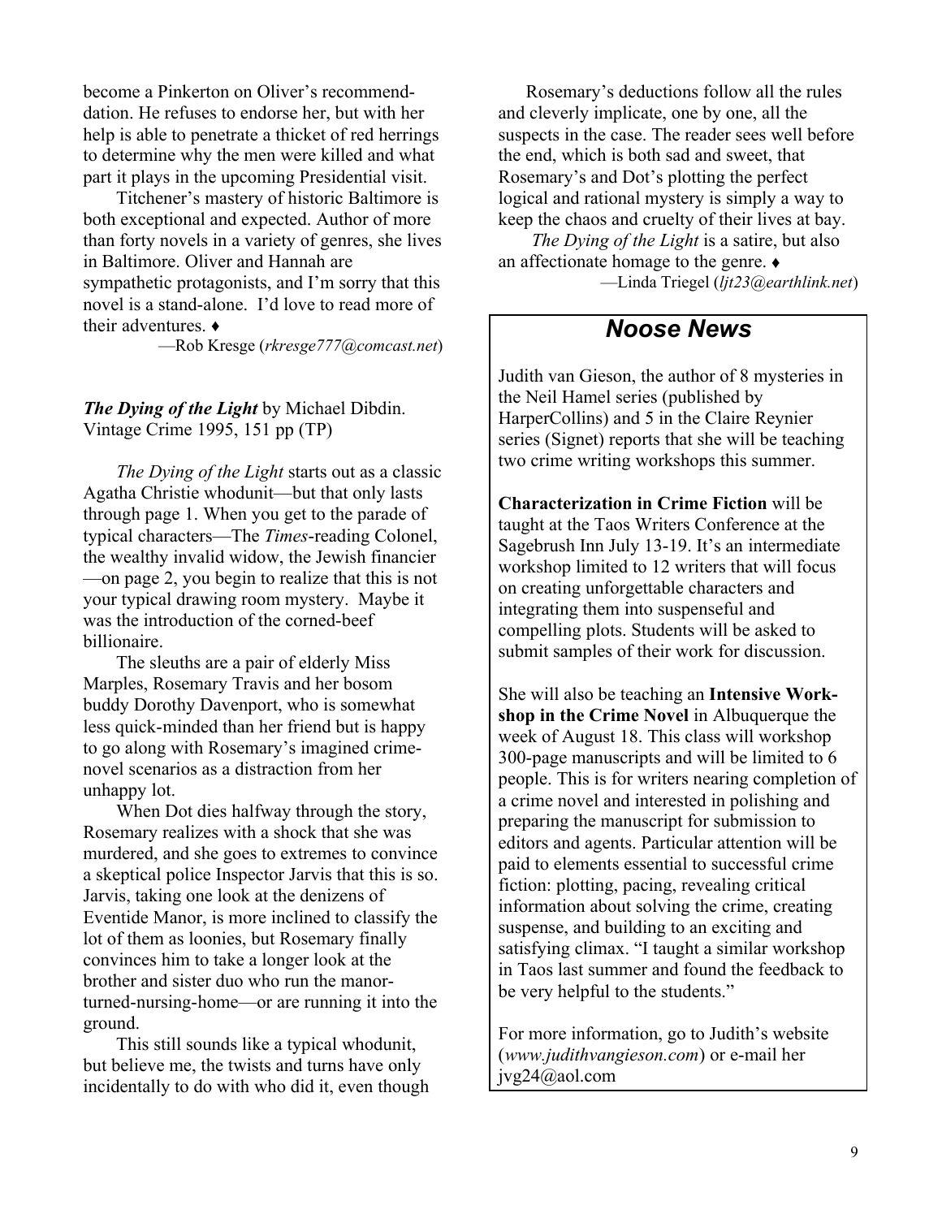become a Pinkerton on Oliver's recommenddation. He refuses to endorse her, but with her help is able to penetrate a thicket of red herrings to determine why the men were killed and what part it plays in the upcoming Presidential visit.

Titchener's mastery of historic Baltimore is both exceptional and expected. Author of more than forty novels in a variety of genres, she lives in Baltimore. Oliver and Hannah are sympathetic protagonists, and I'm sorry that this novel is a stand-alone. I'd love to read more of their adventures. ♦

—Rob Kresge (*rkresge777@comcast.net*)

***The Dying of the Light*** by Michael Dibdin. Vintage Crime 1995, 151 pp (TP)

*The Dying of the Light* starts out as a classic Agatha Christie whodunit—but that only lasts through page 1. When you get to the parade of typical characters—The *Times*-reading Colonel, the wealthy invalid widow, the Jewish financier —on page 2, you begin to realize that this is not your typical drawing room mystery. Maybe it was the introduction of the corned-beef billionaire.

The sleuths are a pair of elderly Miss Marples, Rosemary Travis and her bosom buddy Dorothy Davenport, who is somewhat less quick-minded than her friend but is happy to go along with Rosemary's imagined crime-novel scenarios as a distraction from her unhappy lot.

When Dot dies halfway through the story, Rosemary realizes with a shock that she was murdered, and she goes to extremes to convince a skeptical police Inspector Jarvis that this is so. Jarvis, taking one look at the denizens of Eventide Manor, is more inclined to classify the lot of them as loonies, but Rosemary finally convinces him to take a longer look at the brother and sister duo who run the manor-turned-nursing-home—or are running it into the ground.

This still sounds like a typical whodunit, but believe me, the twists and turns have only incidentally to do with who did it, even though Rosemary's deductions follow all the rules and cleverly implicate, one by one, all the suspects in the case. The reader sees well before the end, which is both sad and sweet, that Rosemary's and Dot's plotting the perfect logical and rational mystery is simply a way to keep the chaos and cruelty of their lives at bay.

*The Dying of the Light* is a satire, but also an affectionate homage to the genre. ♦

—Linda Triegel (*ljt23@earthlink.net*)

## *Noose News*

Judith van Gieson, the author of 8 mysteries in the Neil Hamel series (published by HarperCollins) and 5 in the Claire Reynier series (Signet) reports that she will be teaching two crime writing workshops this summer.

**Characterization in Crime Fiction** will be taught at the Taos Writers Conference at the Sagebrush Inn July 13-19. It's an intermediate workshop limited to 12 writers that will focus on creating unforgettable characters and integrating them into suspenseful and compelling plots. Students will be asked to submit samples of their work for discussion.

She will also be teaching an **Intensive Workshop in the Crime Novel** in Albuquerque the week of August 18. This class will workshop 300-page manuscripts and will be limited to 6 people. This is for writers nearing completion of a crime novel and interested in polishing and preparing the manuscript for submission to editors and agents. Particular attention will be paid to elements essential to successful crime fiction: plotting, pacing, revealing critical information about solving the crime, creating suspense, and building to an exciting and satisfying climax. "I taught a similar workshop in Taos last summer and found the feedback to be very helpful to the students."

For more information, go to Judith's website (*www.judithvangieson.com*) or e-mail her jvg24@aol.com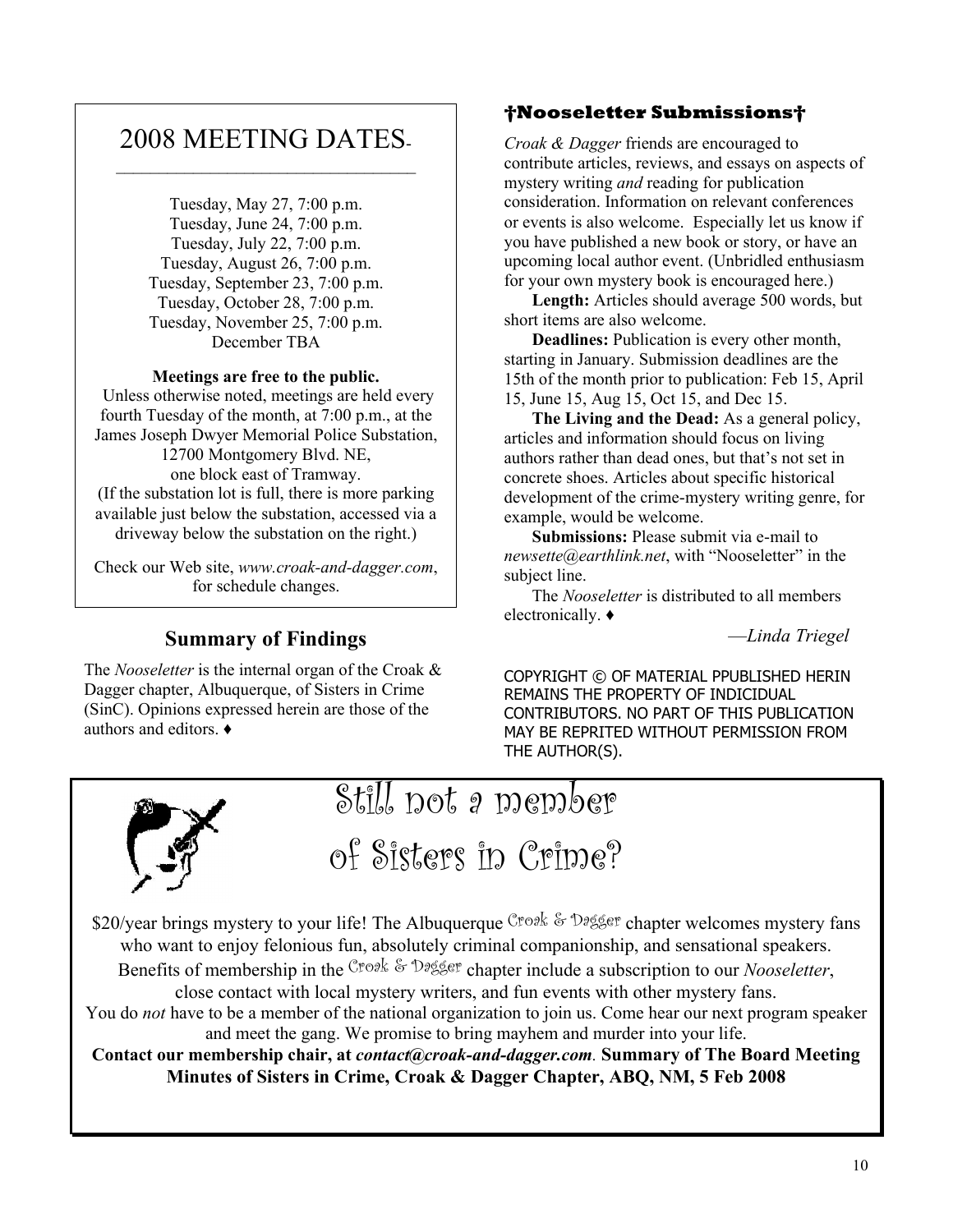## 2008 MEETING DATES

Tuesday, May 27, 7:00 p.m.
Tuesday, June 24, 7:00 p.m.
Tuesday, July 22, 7:00 p.m.
Tuesday, August 26, 7:00 p.m.
Tuesday, September 23, 7:00 p.m.
Tuesday, October 28, 7:00 p.m.
Tuesday, November 25, 7:00 p.m.
December TBA

**Meetings are free to the public.**

Unless otherwise noted, meetings are held every fourth Tuesday of the month, at 7:00 p.m., at the James Joseph Dwyer Memorial Police Substation, 12700 Montgomery Blvd. NE, one block east of Tramway. (If the substation lot is full, there is more parking available just below the substation, accessed via a driveway below the substation on the right.)

Check our Web site, *www.croak-and-dagger.com*, for schedule changes.

## Summary of Findings

The *Nooseletter* is the internal organ of the Croak & Dagger chapter, Albuquerque, of Sisters in Crime (SinC). Opinions expressed herein are those of the authors and editors. ♦

## †Nooseletter Submissions†

*Croak & Dagger* friends are encouraged to contribute articles, reviews, and essays on aspects of mystery writing *and* reading for publication consideration. Information on relevant conferences or events is also welcome. Especially let us know if you have published a new book or story, or have an upcoming local author event. (Unbridled enthusiasm for your own mystery book is encouraged here.)

**Length:** Articles should average 500 words, but short items are also welcome.

**Deadlines:** Publication is every other month, starting in January. Submission deadlines are the 15th of the month prior to publication: Feb 15, April 15, June 15, Aug 15, Oct 15, and Dec 15.

**The Living and the Dead:** As a general policy, articles and information should focus on living authors rather than dead ones, but that's not set in concrete shoes. Articles about specific historical development of the crime-mystery writing genre, for example, would be welcome.

**Submissions:** Please submit via e-mail to *newsette@earthlink.net*, with "Nooseletter" in the subject line.

The *Nooseletter* is distributed to all members electronically. ♦

—*Linda Triegel*

COPYRIGHT © OF MATERIAL PPUBLISHED HERIN REMAINS THE PROPERTY OF INDICIDUAL CONTRIBUTORS. NO PART OF THIS PUBLICATION MAY BE REPRITED WITHOUT PERMISSION FROM THE AUTHOR(S).

## Still not a member of Sisters in Crime?

$20/year brings mystery to your life! The Albuquerque Croak & Dagger chapter welcomes mystery fans who want to enjoy felonious fun, absolutely criminal companionship, and sensational speakers. Benefits of membership in the Croak & Dagger chapter include a subscription to our *Nooseletter*, close contact with local mystery writers, and fun events with other mystery fans. You do *not* have to be a member of the national organization to join us. Come hear our next program speaker and meet the gang. We promise to bring mayhem and murder into your life.

**Contact our membership chair, at *contact@croak-and-dagger.com*. Summary of The Board Meeting Minutes of Sisters in Crime, Croak & Dagger Chapter, ABQ, NM, 5 Feb 2008**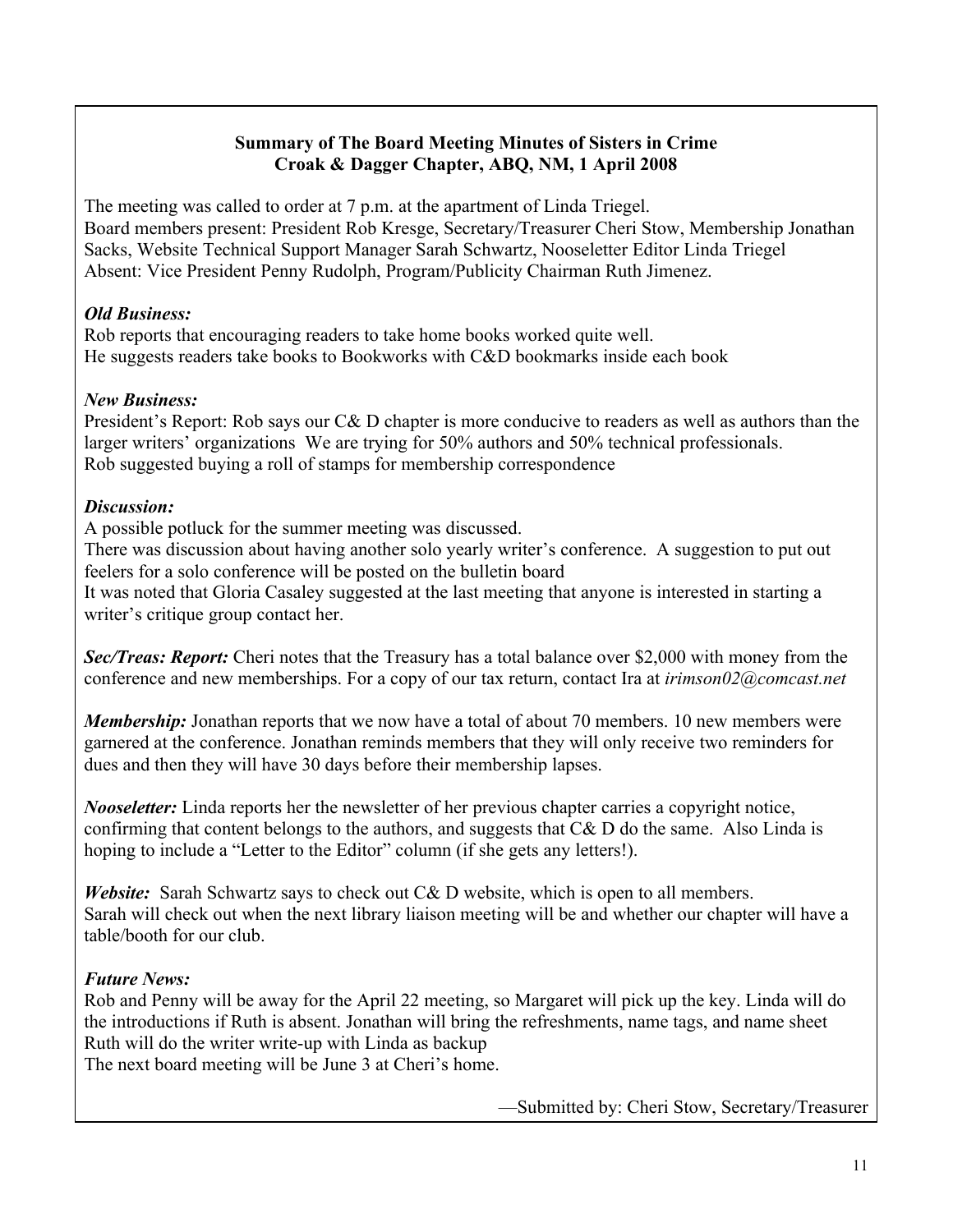**Summary of The Board Meeting Minutes of Sisters in Crime**
**Croak & Dagger Chapter, ABQ, NM, 1 April 2008**

The meeting was called to order at 7 p.m. at the apartment of Linda Triegel.
Board members present: President Rob Kresge, Secretary/Treasurer Cheri Stow, Membership Jonathan Sacks, Website Technical Support Manager Sarah Schwartz, Nooseletter Editor Linda Triegel
Absent: Vice President Penny Rudolph, Program/Publicity Chairman Ruth Jimenez.

***Old Business:***
Rob reports that encouraging readers to take home books worked quite well.
He suggests readers take books to Bookworks with C&D bookmarks inside each book

***New Business:***
President's Report: Rob says our C& D chapter is more conducive to readers as well as authors than the larger writers' organizations We are trying for 50% authors and 50% technical professionals.
Rob suggested buying a roll of stamps for membership correspondence

***Discussion:***
A possible potluck for the summer meeting was discussed.
There was discussion about having another solo yearly writer's conference. A suggestion to put out feelers for a solo conference will be posted on the bulletin board
It was noted that Gloria Casaley suggested at the last meeting that anyone is interested in starting a writer's critique group contact her.

***Sec/Treas: Report:*** Cheri notes that the Treasury has a total balance over $2,000 with money from the conference and new memberships. For a copy of our tax return, contact Ira at *irimson02@comcast.net*

***Membership:*** Jonathan reports that we now have a total of about 70 members. 10 new members were garnered at the conference. Jonathan reminds members that they will only receive two reminders for dues and then they will have 30 days before their membership lapses.

***Nooseletter:*** Linda reports her the newsletter of her previous chapter carries a copyright notice, confirming that content belongs to the authors, and suggests that C& D do the same. Also Linda is hoping to include a "Letter to the Editor" column (if she gets any letters!).

***Website:*** Sarah Schwartz says to check out C& D website, which is open to all members.
Sarah will check out when the next library liaison meeting will be and whether our chapter will have a table/booth for our club.

***Future News:***
Rob and Penny will be away for the April 22 meeting, so Margaret will pick up the key. Linda will do the introductions if Ruth is absent. Jonathan will bring the refreshments, name tags, and name sheet
Ruth will do the writer write-up with Linda as backup
The next board meeting will be June 3 at Cheri's home.

—Submitted by: Cheri Stow, Secretary/Treasurer